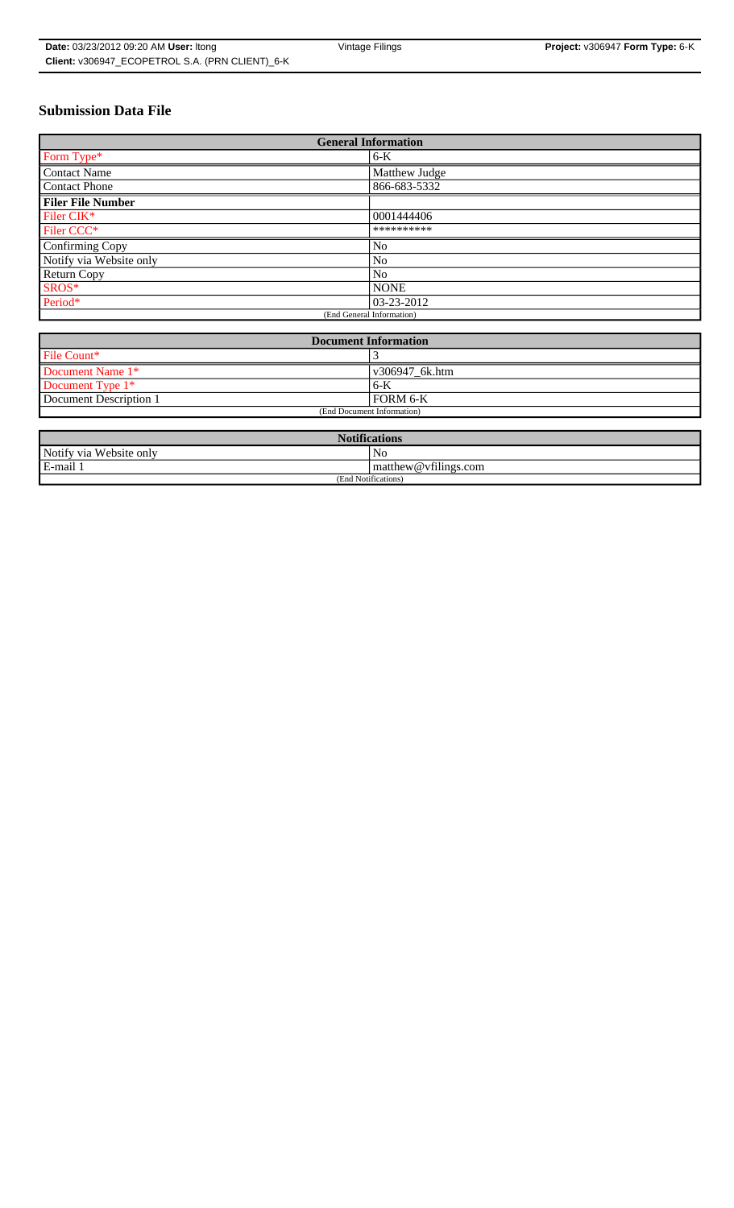# Submission Data File

| General Information | |
|---|---|
| Form Type* | 6-K |
| Contact Name | Matthew Judge |
| Contact Phone | 866-683-5332 |
| **Filer File Number** | |
| Filer CIK* | 0001444406 |
| Filer CCC* | ********** |
| Confirming Copy | No |
| Notify via Website only | No |
| Return Copy | No |
| SROS* | NONE |
| Period* | 03-23-2012 |
| (End General Information) | |

| Document Information | |
|---|---|
| File Count* | 3 |
| Document Name 1* | v306947_6k.htm |
| Document Type 1* | 6-K |
| Document Description 1 | FORM 6-K |
| (End Document Information) | |

| Notifications | |
|---|---|
| Notify via Website only | No |
| E-mail 1 | matthew@vfilings.com |
| (End Notifications) | |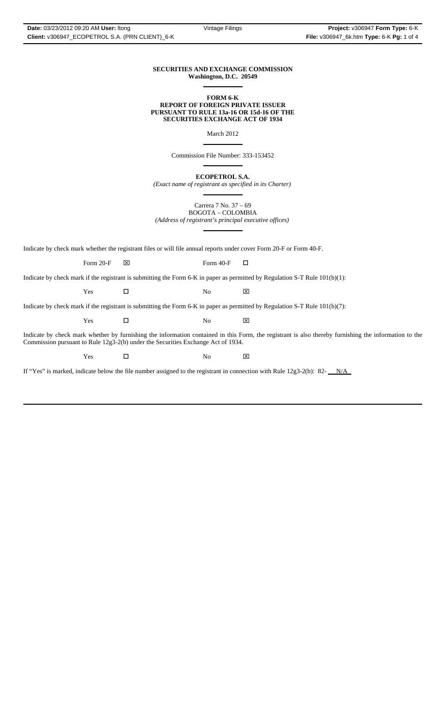**SECURITIES AND EXCHANGE COMMISSION**
**Washington, D.C. 20549**

**FORM 6-K**
**REPORT OF FOREIGN PRIVATE ISSUER**
**PURSUANT TO RULE 13a-16 OR 15d-16 OF THE**
**SECURITIES EXCHANGE ACT OF 1934**

March 2012

Commission File Number: 333-153452

**ECOPETROL S.A.**
*(Exact name of registrant as specified in its Charter)*

Carrera 7 No. 37 – 69
BOGOTA – COLOMBIA
*(Address of registrant's principal executive offices)*

Indicate by check mark whether the registrant files or will file annual reports under cover Form 20-F or Form 40-F.

Form 20-F ☒ Form 40-F ☐

Indicate by check mark if the registrant is submitting the Form 6-K in paper as permitted by Regulation S-T Rule 101(b)(1):

Yes ☐ No ☒

Indicate by check mark if the registrant is submitting the Form 6-K in paper as permitted by Regulation S-T Rule 101(b)(7):

Yes ☐ No ☒

Indicate by check mark whether by furnishing the information contained in this Form, the registrant is also thereby furnishing the information to the Commission pursuant to Rule 12g3-2(b) under the Securities Exchange Act of 1934.

Yes ☐ No ☒

If "Yes" is marked, indicate below the file number assigned to the registrant in connection with Rule 12g3-2(b): 82- N/A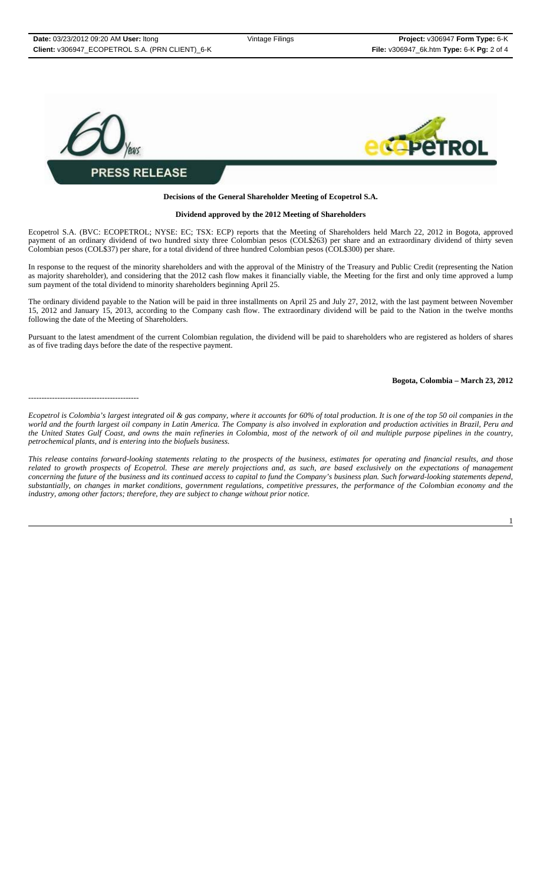**PRESS RELEASE**

**Decisions of the General Shareholder Meeting of Ecopetrol S.A.**

**Dividend approved by the 2012 Meeting of Shareholders**

Ecopetrol S.A. (BVC: ECOPETROL; NYSE: EC; TSX: ECP) reports that the Meeting of Shareholders held March 22, 2012 in Bogota, approved payment of an ordinary dividend of two hundred sixty three Colombian pesos (COL$263) per share and an extraordinary dividend of thirty seven Colombian pesos (COL$37) per share, for a total dividend of three hundred Colombian pesos (COL$300) per share.

In response to the request of the minority shareholders and with the approval of the Ministry of the Treasury and Public Credit (representing the Nation as majority shareholder), and considering that the 2012 cash flow makes it financially viable, the Meeting for the first and only time approved a lump sum payment of the total dividend to minority shareholders beginning April 25.

The ordinary dividend payable to the Nation will be paid in three installments on April 25 and July 27, 2012, with the last payment between November 15, 2012 and January 15, 2013, according to the Company cash flow. The extraordinary dividend will be paid to the Nation in the twelve months following the date of the Meeting of Shareholders.

Pursuant to the latest amendment of the current Colombian regulation, the dividend will be paid to shareholders who are registered as holders of shares as of five trading days before the date of the respective payment.

**Bogota, Colombia – March 23, 2012**

------------------------------------------

*Ecopetrol is Colombia's largest integrated oil & gas company, where it accounts for 60% of total production. It is one of the top 50 oil companies in the world and the fourth largest oil company in Latin America. The Company is also involved in exploration and production activities in Brazil, Peru and the United States Gulf Coast, and owns the main refineries in Colombia, most of the network of oil and multiple purpose pipelines in the country, petrochemical plants, and is entering into the biofuels business.*

*This release contains forward-looking statements relating to the prospects of the business, estimates for operating and financial results, and those related to growth prospects of Ecopetrol. These are merely projections and, as such, are based exclusively on the expectations of management concerning the future of the business and its continued access to capital to fund the Company's business plan. Such forward-looking statements depend, substantially, on changes in market conditions, government regulations, competitive pressures, the performance of the Colombian economy and the industry, among other factors; therefore, they are subject to change without prior notice.*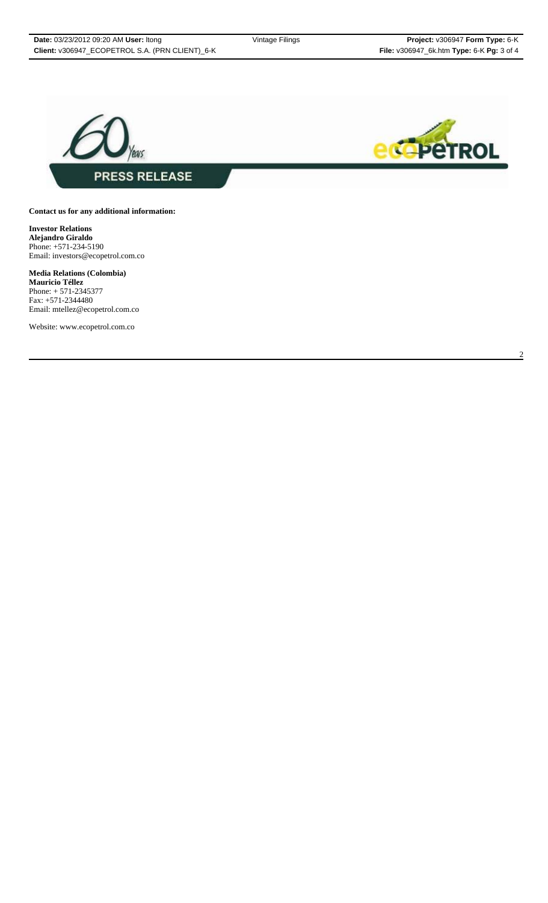**PRESS RELEASE**

**Contact us for any additional information:**

**Investor Relations**
**Alejandro Giraldo**
Phone: +571-234-5190
Email: investors@ecopetrol.com.co

**Media Relations (Colombia)**
**Mauricio Téllez**
Phone: + 571-2345377
Fax: +571-2344480
Email: mtellez@ecopetrol.com.co

Website: www.ecopetrol.com.co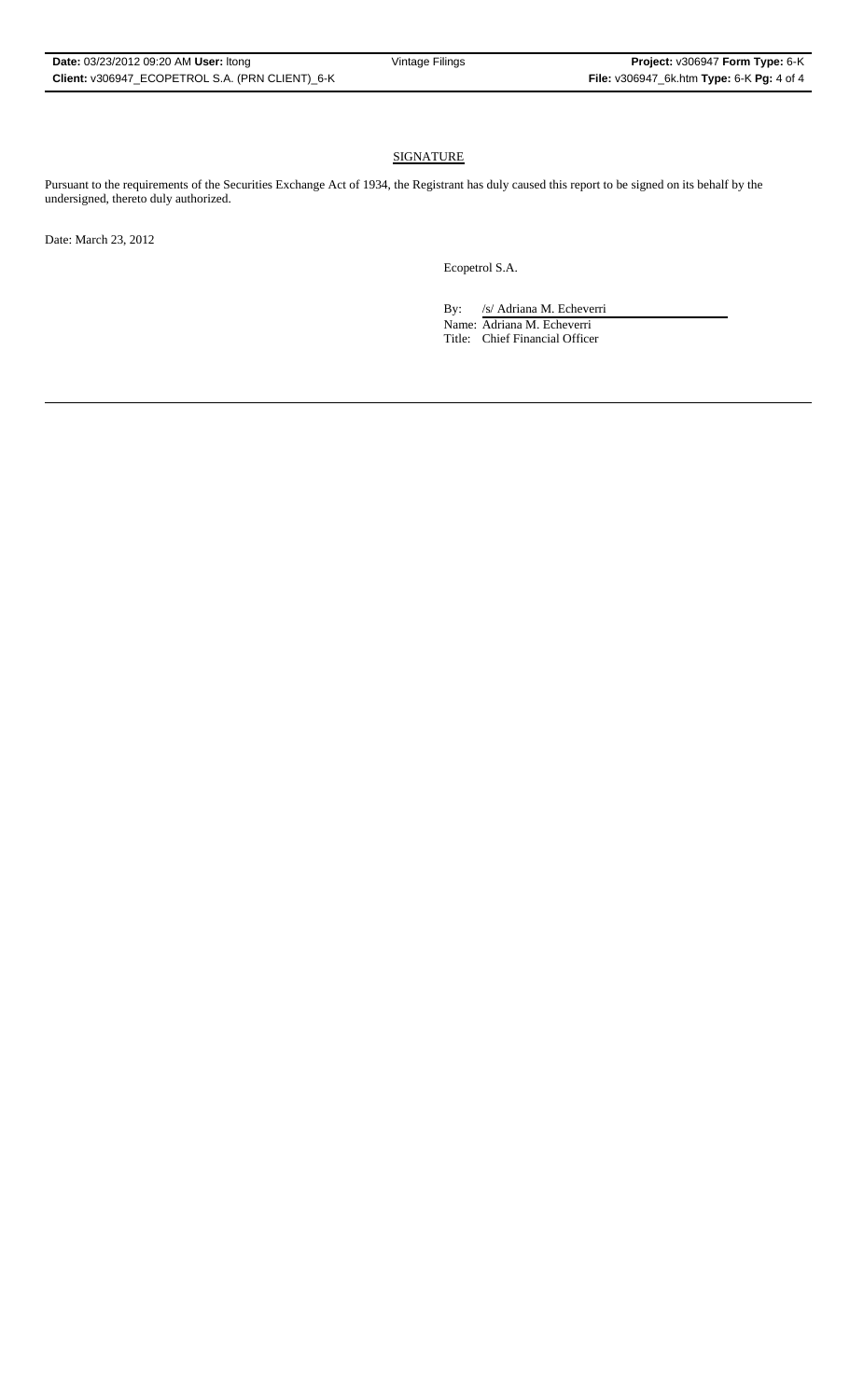## SIGNATURE

Pursuant to the requirements of the Securities Exchange Act of 1934, the Registrant has duly caused this report to be signed on its behalf by the undersigned, thereto duly authorized.

Date: March 23, 2012

Ecopetrol S.A.

By: /s/ Adriana M. Echeverri

Name: Adriana M. Echeverri

Title: Chief Financial Officer